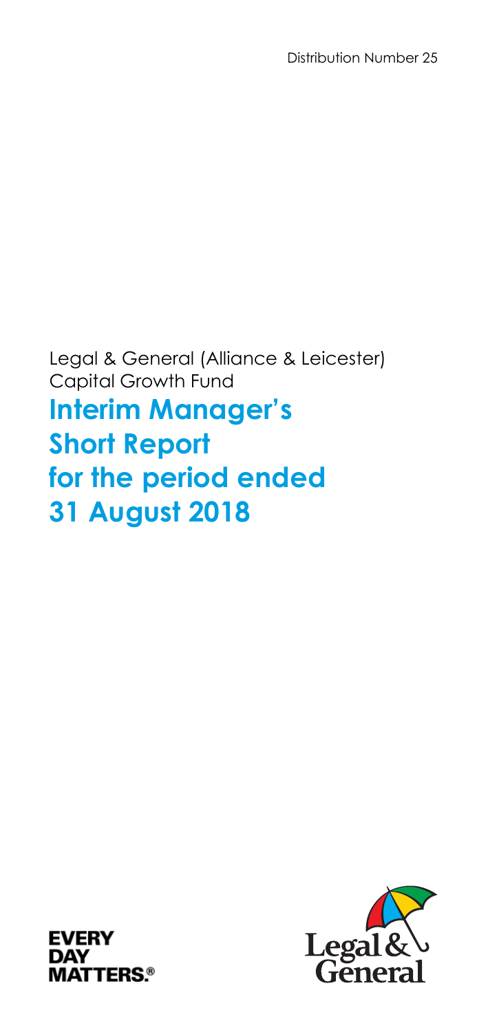Distribution Number 25

Legal & General (Alliance & Leicester) Capital Growth Fund

# Interim Manager's Short Report for the period ended 31 August 2018

EVERY DAY MATTERS.®

Legal & General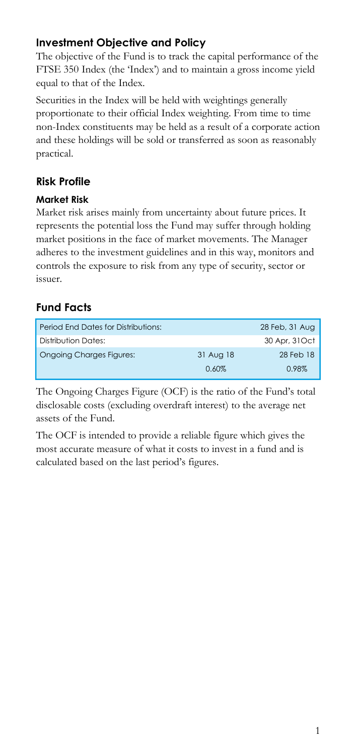## Investment Objective and Policy

The objective of the Fund is to track the capital performance of the FTSE 350 Index (the 'Index') and to maintain a gross income yield equal to that of the Index.

Securities in the Index will be held with weightings generally proportionate to their official Index weighting. From time to time non-Index constituents may be held as a result of a corporate action and these holdings will be sold or transferred as soon as reasonably practical.

## Risk Profile

### Market Risk

Market risk arises mainly from uncertainty about future prices. It represents the potential loss the Fund may suffer through holding market positions in the face of market movements. The Manager adheres to the investment guidelines and in this way, monitors and controls the exposure to risk from any type of security, sector or issuer.

## Fund Facts

| Period End Dates for Distributions: | | 28 Feb, 31 Aug |
|---|---|---|
| Distribution Dates: | | 30 Apr, 31Oct |
| Ongoing Charges Figures: | 31 Aug 18 | 28 Feb 18 |
| | 0.60% | 0.98% |

The Ongoing Charges Figure (OCF) is the ratio of the Fund's total disclosable costs (excluding overdraft interest) to the average net assets of the Fund.

The OCF is intended to provide a reliable figure which gives the most accurate measure of what it costs to invest in a fund and is calculated based on the last period's figures.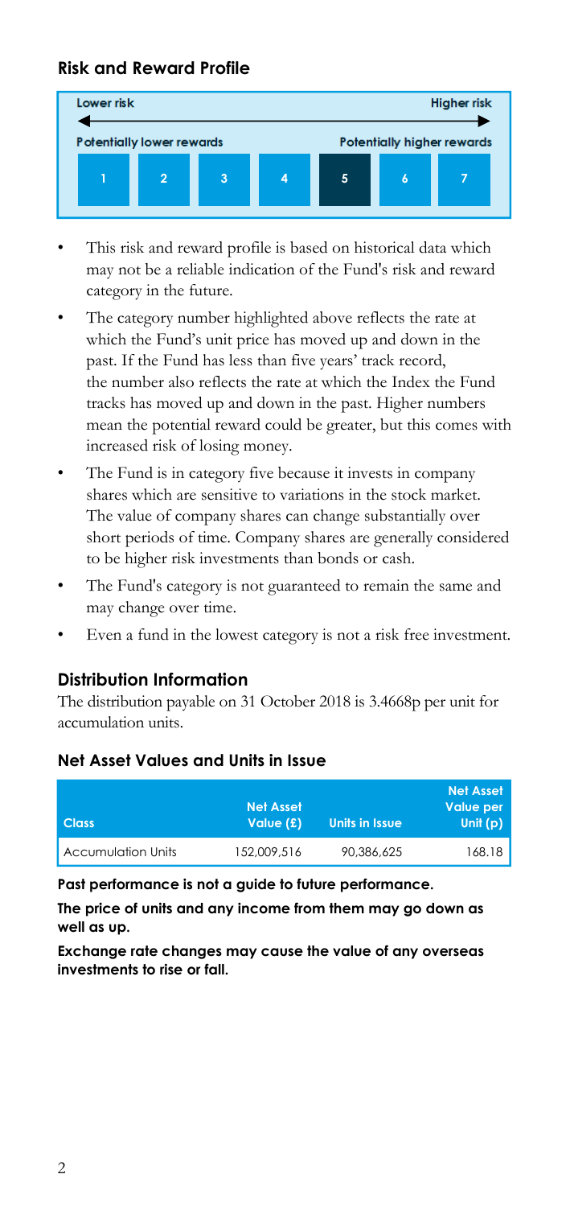## Risk and Reward Profile

| Lower risk | | | | | | Higher risk |
|---|---|---|---|---|---|---|
| Potentially lower rewards | | | | | | Potentially higher rewards |
| 1 | 2 | 3 | 4 | **5** | 6 | 7 |

- This risk and reward profile is based on historical data which may not be a reliable indication of the Fund's risk and reward category in the future.
- The category number highlighted above reflects the rate at which the Fund's unit price has moved up and down in the past. If the Fund has less than five years' track record, the number also reflects the rate at which the Index the Fund tracks has moved up and down in the past. Higher numbers mean the potential reward could be greater, but this comes with increased risk of losing money.
- The Fund is in category five because it invests in company shares which are sensitive to variations in the stock market. The value of company shares can change substantially over short periods of time. Company shares are generally considered to be higher risk investments than bonds or cash.
- The Fund's category is not guaranteed to remain the same and may change over time.
- Even a fund in the lowest category is not a risk free investment.

## Distribution Information

The distribution payable on 31 October 2018 is 3.4668p per unit for accumulation units.

## Net Asset Values and Units in Issue

| Class | Net Asset Value (£) | Units in Issue | Net Asset Value per Unit (p) |
|---|---|---|---|
| Accumulation Units | 152,009,516 | 90,386,625 | 168.18 |

**Past performance is not a guide to future performance.**

**The price of units and any income from them may go down as well as up.**

**Exchange rate changes may cause the value of any overseas investments to rise or fall.**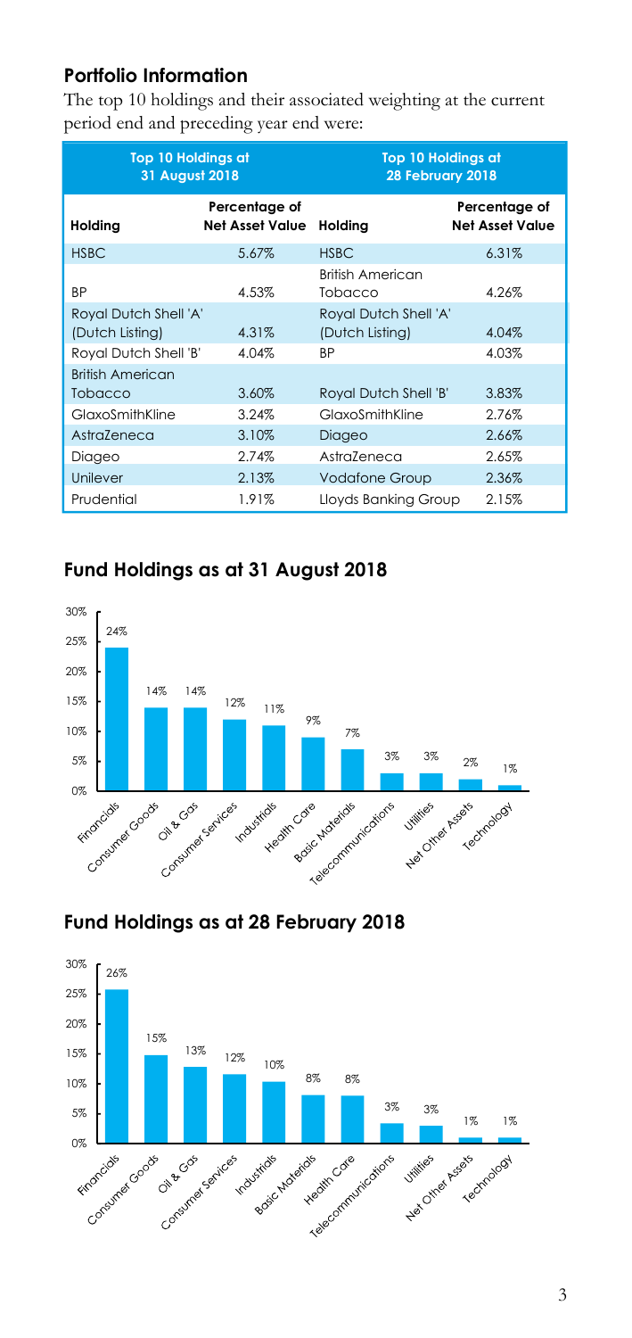## Portfolio Information

The top 10 holdings and their associated weighting at the current period end and preceding year end were:

| Top 10 Holdings at 31 August 2018 | | Top 10 Holdings at 28 February 2018 | |
|---|---|---|---|
| **Holding** | **Percentage of Net Asset Value** | **Holding** | **Percentage of Net Asset Value** |
| HSBC | 5.67% | HSBC | 6.31% |
| BP | 4.53% | British American Tobacco | 4.26% |
| Royal Dutch Shell 'A' (Dutch Listing) | 4.31% | Royal Dutch Shell 'A' (Dutch Listing) | 4.04% |
| Royal Dutch Shell 'B' | 4.04% | BP | 4.03% |
| British American Tobacco | 3.60% | Royal Dutch Shell 'B' | 3.83% |
| GlaxoSmithKline | 3.24% | GlaxoSmithKline | 2.76% |
| AstraZeneca | 3.10% | Diageo | 2.66% |
| Diageo | 2.74% | AstraZeneca | 2.65% |
| Unilever | 2.13% | Vodafone Group | 2.36% |
| Prudential | 1.91% | Lloyds Banking Group | 2.15% |

## Fund Holdings as at 31 August 2018

| Sector | Percentage |
|---|---|
| Financials | 24% |
| Consumer Goods | 14% |
| Oil & Gas | 14% |
| Consumer Services | 12% |
| Industrials | 11% |
| Health Care | 9% |
| Basic Materials | 7% |
| Telecommunications | 3% |
| Utilities | 3% |
| Net Other Assets | 2% |
| Technology | 1% |

## Fund Holdings as at 28 February 2018

| Sector | Percentage |
|---|---|
| Financials | 26% |
| Consumer Goods | 15% |
| Oil & Gas | 13% |
| Consumer Services | 12% |
| Industrials | 10% |
| Basic Materials | 8% |
| Health Care | 8% |
| Telecommunications | 3% |
| Utilities | 3% |
| Net Other Assets | 1% |
| Technology | 1% |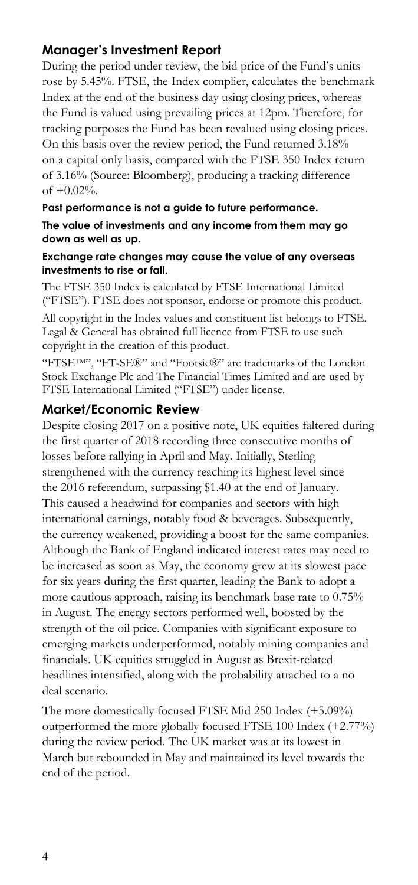## Manager's Investment Report

During the period under review, the bid price of the Fund's units rose by 5.45%. FTSE, the Index complier, calculates the benchmark Index at the end of the business day using closing prices, whereas the Fund is valued using prevailing prices at 12pm. Therefore, for tracking purposes the Fund has been revalued using closing prices. On this basis over the review period, the Fund returned 3.18% on a capital only basis, compared with the FTSE 350 Index return of 3.16% (Source: Bloomberg), producing a tracking difference of +0.02%.

**Past performance is not a guide to future performance.**

**The value of investments and any income from them may go down as well as up.**

**Exchange rate changes may cause the value of any overseas investments to rise or fall.**

The FTSE 350 Index is calculated by FTSE International Limited ("FTSE"). FTSE does not sponsor, endorse or promote this product.

All copyright in the Index values and constituent list belongs to FTSE. Legal & General has obtained full licence from FTSE to use such copyright in the creation of this product.

"FTSE™", "FT-SE®" and "Footsie®" are trademarks of the London Stock Exchange Plc and The Financial Times Limited and are used by FTSE International Limited ("FTSE") under license.

## Market/Economic Review

Despite closing 2017 on a positive note, UK equities faltered during the first quarter of 2018 recording three consecutive months of losses before rallying in April and May. Initially, Sterling strengthened with the currency reaching its highest level since the 2016 referendum, surpassing $1.40 at the end of January. This caused a headwind for companies and sectors with high international earnings, notably food & beverages. Subsequently, the currency weakened, providing a boost for the same companies. Although the Bank of England indicated interest rates may need to be increased as soon as May, the economy grew at its slowest pace for six years during the first quarter, leading the Bank to adopt a more cautious approach, raising its benchmark base rate to 0.75% in August. The energy sectors performed well, boosted by the strength of the oil price. Companies with significant exposure to emerging markets underperformed, notably mining companies and financials. UK equities struggled in August as Brexit-related headlines intensified, along with the probability attached to a no deal scenario.

The more domestically focused FTSE Mid 250 Index (+5.09%) outperformed the more globally focused FTSE 100 Index (+2.77%) during the review period. The UK market was at its lowest in March but rebounded in May and maintained its level towards the end of the period.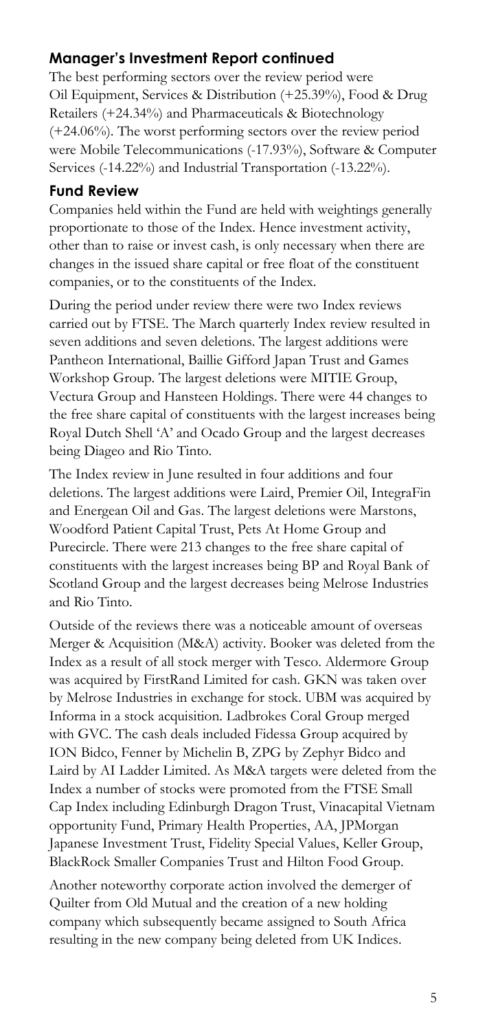## Manager's Investment Report continued

The best performing sectors over the review period were Oil Equipment, Services & Distribution (+25.39%), Food & Drug Retailers (+24.34%) and Pharmaceuticals & Biotechnology (+24.06%). The worst performing sectors over the review period were Mobile Telecommunications (-17.93%), Software & Computer Services (-14.22%) and Industrial Transportation (-13.22%).

## Fund Review

Companies held within the Fund are held with weightings generally proportionate to those of the Index. Hence investment activity, other than to raise or invest cash, is only necessary when there are changes in the issued share capital or free float of the constituent companies, or to the constituents of the Index.

During the period under review there were two Index reviews carried out by FTSE. The March quarterly Index review resulted in seven additions and seven deletions. The largest additions were Pantheon International, Baillie Gifford Japan Trust and Games Workshop Group. The largest deletions were MITIE Group, Vectura Group and Hansteen Holdings. There were 44 changes to the free share capital of constituents with the largest increases being Royal Dutch Shell 'A' and Ocado Group and the largest decreases being Diageo and Rio Tinto.

The Index review in June resulted in four additions and four deletions. The largest additions were Laird, Premier Oil, IntegraFin and Energean Oil and Gas. The largest deletions were Marstons, Woodford Patient Capital Trust, Pets At Home Group and Purecircle. There were 213 changes to the free share capital of constituents with the largest increases being BP and Royal Bank of Scotland Group and the largest decreases being Melrose Industries and Rio Tinto.

Outside of the reviews there was a noticeable amount of overseas Merger & Acquisition (M&A) activity. Booker was deleted from the Index as a result of all stock merger with Tesco. Aldermore Group was acquired by FirstRand Limited for cash. GKN was taken over by Melrose Industries in exchange for stock. UBM was acquired by Informa in a stock acquisition. Ladbrokes Coral Group merged with GVC. The cash deals included Fidessa Group acquired by ION Bidco, Fenner by Michelin B, ZPG by Zephyr Bidco and Laird by AI Ladder Limited. As M&A targets were deleted from the Index a number of stocks were promoted from the FTSE Small Cap Index including Edinburgh Dragon Trust, Vinacapital Vietnam opportunity Fund, Primary Health Properties, AA, JPMorgan Japanese Investment Trust, Fidelity Special Values, Keller Group, BlackRock Smaller Companies Trust and Hilton Food Group.

Another noteworthy corporate action involved the demerger of Quilter from Old Mutual and the creation of a new holding company which subsequently became assigned to South Africa resulting in the new company being deleted from UK Indices.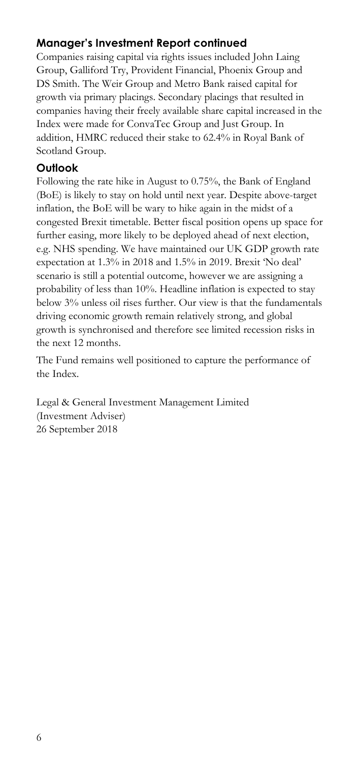## Manager's Investment Report continued

Companies raising capital via rights issues included John Laing Group, Galliford Try, Provident Financial, Phoenix Group and DS Smith. The Weir Group and Metro Bank raised capital for growth via primary placings. Secondary placings that resulted in companies having their freely available share capital increased in the Index were made for ConvaTec Group and Just Group. In addition, HMRC reduced their stake to 62.4% in Royal Bank of Scotland Group.

## Outlook

Following the rate hike in August to 0.75%, the Bank of England (BoE) is likely to stay on hold until next year. Despite above-target inflation, the BoE will be wary to hike again in the midst of a congested Brexit timetable. Better fiscal position opens up space for further easing, more likely to be deployed ahead of next election, e.g. NHS spending. We have maintained our UK GDP growth rate expectation at 1.3% in 2018 and 1.5% in 2019. Brexit 'No deal' scenario is still a potential outcome, however we are assigning a probability of less than 10%. Headline inflation is expected to stay below 3% unless oil rises further. Our view is that the fundamentals driving economic growth remain relatively strong, and global growth is synchronised and therefore see limited recession risks in the next 12 months.

The Fund remains well positioned to capture the performance of the Index.

Legal & General Investment Management Limited
(Investment Adviser)
26 September 2018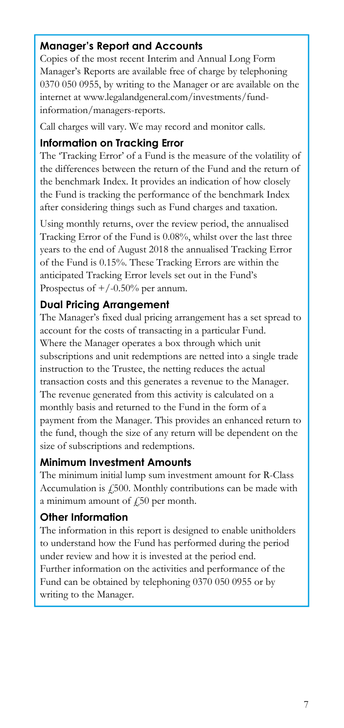### Manager's Report and Accounts

Copies of the most recent Interim and Annual Long Form Manager's Reports are available free of charge by telephoning 0370 050 0955, by writing to the Manager or are available on the internet at www.legalandgeneral.com/investments/fund-information/managers-reports.

Call charges will vary. We may record and monitor calls.

### Information on Tracking Error

The 'Tracking Error' of a Fund is the measure of the volatility of the differences between the return of the Fund and the return of the benchmark Index. It provides an indication of how closely the Fund is tracking the performance of the benchmark Index after considering things such as Fund charges and taxation.

Using monthly returns, over the review period, the annualised Tracking Error of the Fund is 0.08%, whilst over the last three years to the end of August 2018 the annualised Tracking Error of the Fund is 0.15%. These Tracking Errors are within the anticipated Tracking Error levels set out in the Fund's Prospectus of +/-0.50% per annum.

### Dual Pricing Arrangement

The Manager's fixed dual pricing arrangement has a set spread to account for the costs of transacting in a particular Fund. Where the Manager operates a box through which unit subscriptions and unit redemptions are netted into a single trade instruction to the Trustee, the netting reduces the actual transaction costs and this generates a revenue to the Manager. The revenue generated from this activity is calculated on a monthly basis and returned to the Fund in the form of a payment from the Manager. This provides an enhanced return to the fund, though the size of any return will be dependent on the size of subscriptions and redemptions.

### Minimum Investment Amounts

The minimum initial lump sum investment amount for R-Class Accumulation is £500. Monthly contributions can be made with a minimum amount of £50 per month.

### Other Information

The information in this report is designed to enable unitholders to understand how the Fund has performed during the period under review and how it is invested at the period end.
Further information on the activities and performance of the Fund can be obtained by telephoning 0370 050 0955 or by writing to the Manager.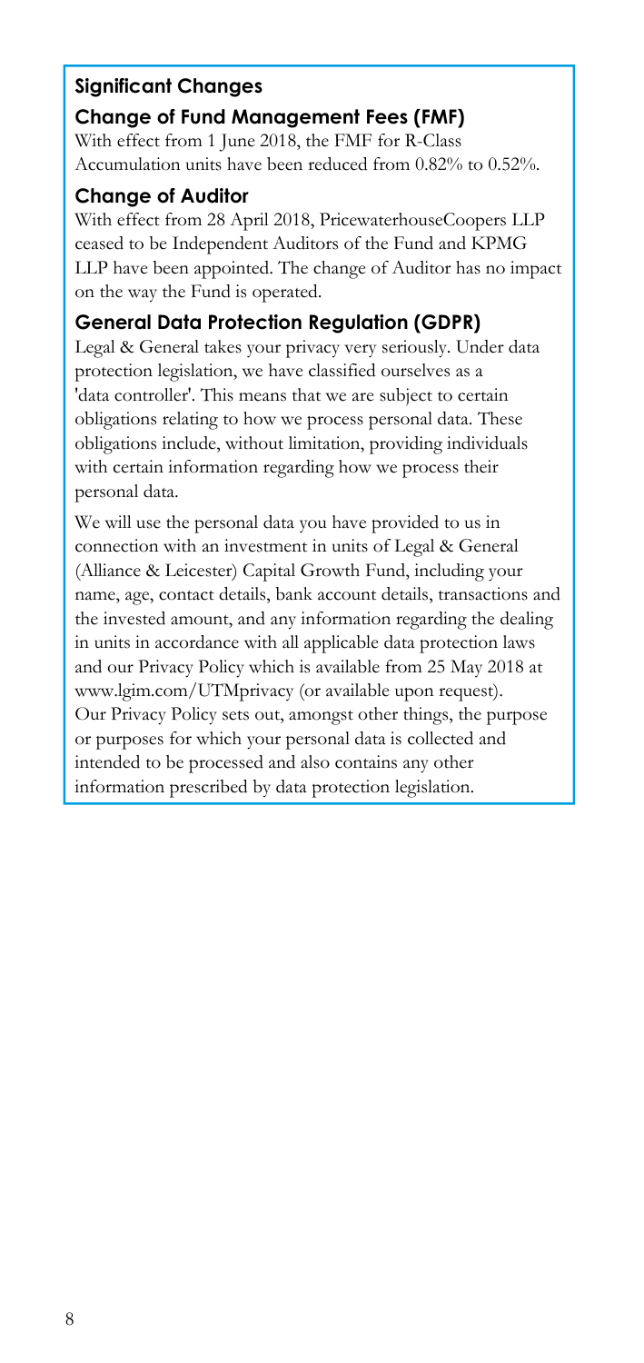## Significant Changes

### Change of Fund Management Fees (FMF)

With effect from 1 June 2018, the FMF for R-Class Accumulation units have been reduced from 0.82% to 0.52%.

### Change of Auditor

With effect from 28 April 2018, PricewaterhouseCoopers LLP ceased to be Independent Auditors of the Fund and KPMG LLP have been appointed. The change of Auditor has no impact on the way the Fund is operated.

### General Data Protection Regulation (GDPR)

Legal & General takes your privacy very seriously. Under data protection legislation, we have classified ourselves as a 'data controller'. This means that we are subject to certain obligations relating to how we process personal data. These obligations include, without limitation, providing individuals with certain information regarding how we process their personal data.

We will use the personal data you have provided to us in connection with an investment in units of Legal & General (Alliance & Leicester) Capital Growth Fund, including your name, age, contact details, bank account details, transactions and the invested amount, and any information regarding the dealing in units in accordance with all applicable data protection laws and our Privacy Policy which is available from 25 May 2018 at www.lgim.com/UTMprivacy (or available upon request). Our Privacy Policy sets out, amongst other things, the purpose or purposes for which your personal data is collected and intended to be processed and also contains any other information prescribed by data protection legislation.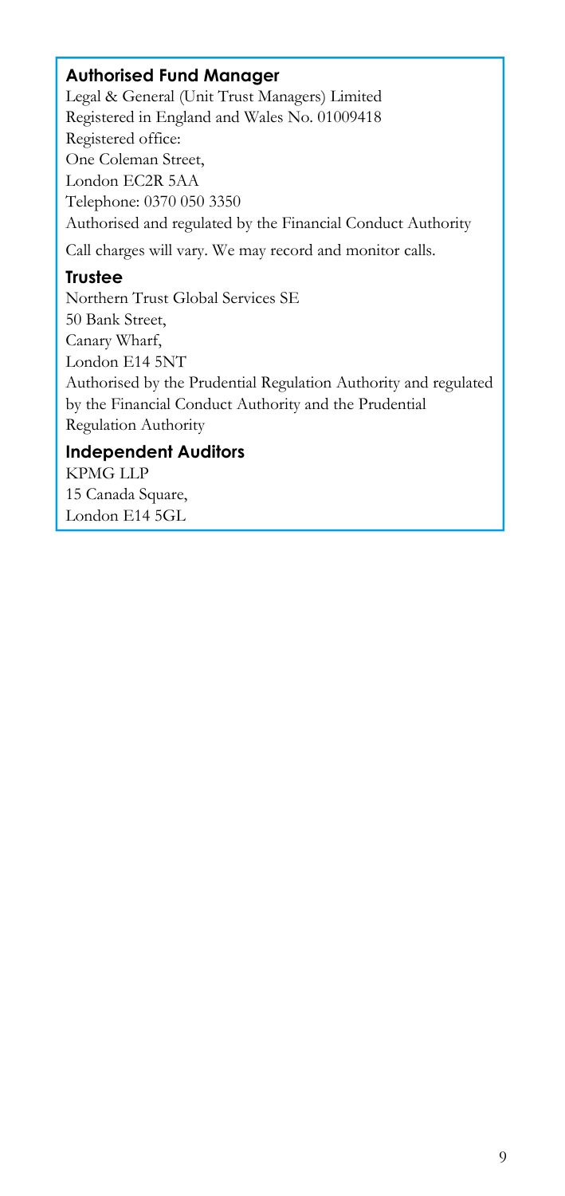### Authorised Fund Manager

Legal & General (Unit Trust Managers) Limited
Registered in England and Wales No. 01009418
Registered office:
One Coleman Street,
London EC2R 5AA
Telephone: 0370 050 3350
Authorised and regulated by the Financial Conduct Authority

Call charges will vary. We may record and monitor calls.

### Trustee

Northern Trust Global Services SE
50 Bank Street,
Canary Wharf,
London E14 5NT
Authorised by the Prudential Regulation Authority and regulated by the Financial Conduct Authority and the Prudential Regulation Authority

### Independent Auditors

KPMG LLP
15 Canada Square,
London E14 5GL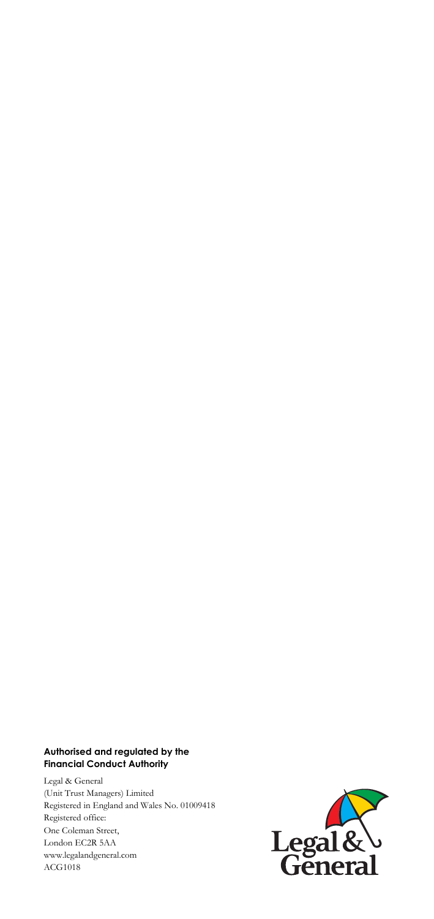**Authorised and regulated by the Financial Conduct Authority**

Legal & General
(Unit Trust Managers) Limited
Registered in England and Wales No. 01009418
Registered office:
One Coleman Street,
London EC2R 5AA
www.legalandgeneral.com
ACG1018